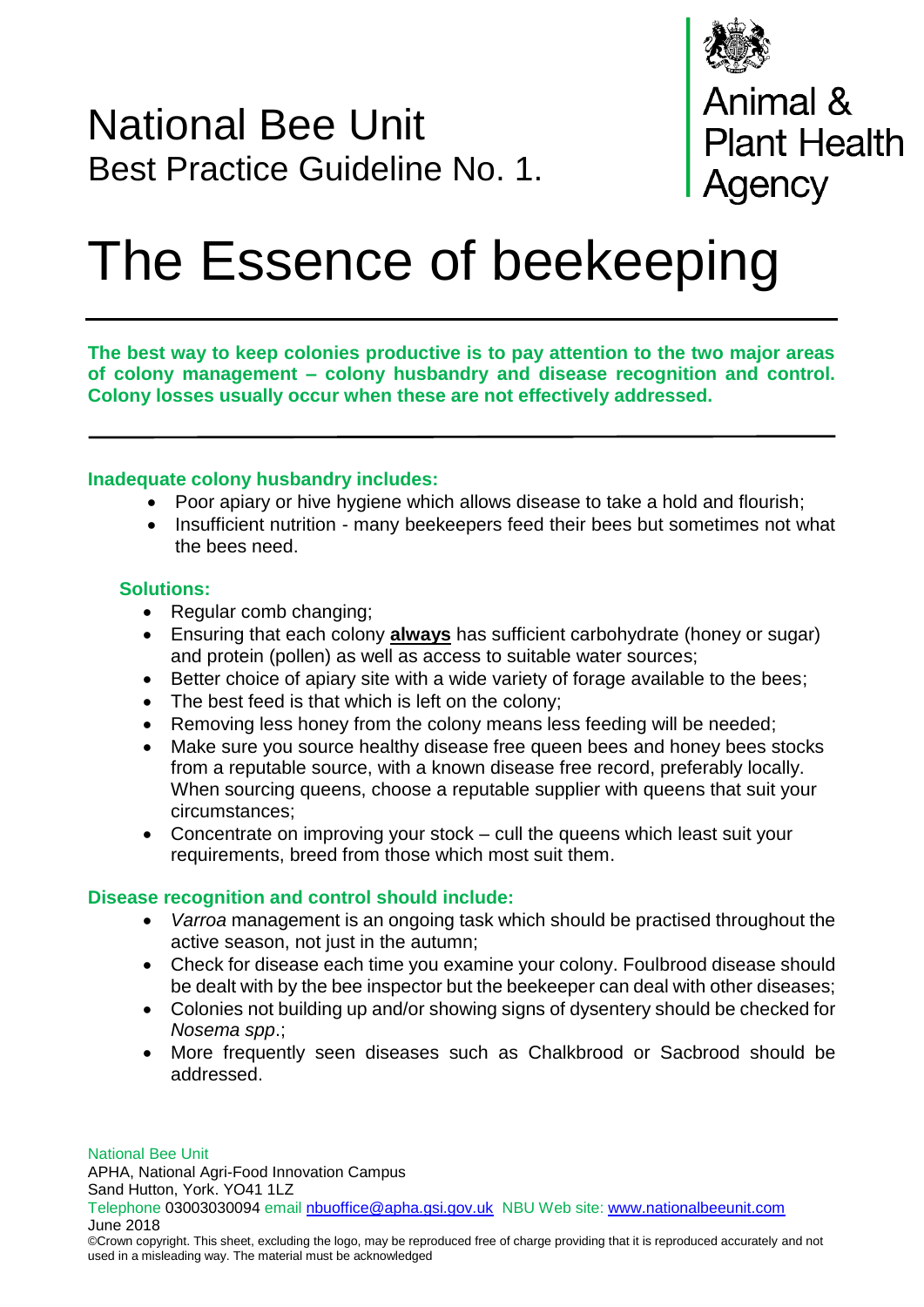National Bee Unit
Best Practice Guideline No. 1.

Animal & Plant Health Agency

# The Essence of beekeeping

**The best way to keep colonies productive is to pay attention to the two major areas of colony management – colony husbandry and disease recognition and control. Colony losses usually occur when these are not effectively addressed.**

### Inadequate colony husbandry includes:

- Poor apiary or hive hygiene which allows disease to take a hold and flourish;
- Insufficient nutrition - many beekeepers feed their bees but sometimes not what the bees need.

### Solutions:

- Regular comb changing;
- Ensuring that each colony **always** has sufficient carbohydrate (honey or sugar) and protein (pollen) as well as access to suitable water sources;
- Better choice of apiary site with a wide variety of forage available to the bees;
- The best feed is that which is left on the colony;
- Removing less honey from the colony means less feeding will be needed;
- Make sure you source healthy disease free queen bees and honey bees stocks from a reputable source, with a known disease free record, preferably locally. When sourcing queens, choose a reputable supplier with queens that suit your circumstances;
- Concentrate on improving your stock – cull the queens which least suit your requirements, breed from those which most suit them.

### Disease recognition and control should include:

- *Varroa* management is an ongoing task which should be practised throughout the active season, not just in the autumn;
- Check for disease each time you examine your colony. Foulbrood disease should be dealt with by the bee inspector but the beekeeper can deal with other diseases;
- Colonies not building up and/or showing signs of dysentery should be checked for *Nosema spp*.;
- More frequently seen diseases such as Chalkbrood or Sacbrood should be addressed.

National Bee Unit
APHA, National Agri-Food Innovation Campus
Sand Hutton, York. YO41 1LZ
Telephone 03003030094 email nbuoffice@apha.gsi.gov.uk NBU Web site: www.nationalbeeunit.com
June 2018
©Crown copyright. This sheet, excluding the logo, may be reproduced free of charge providing that it is reproduced accurately and not used in a misleading way. The material must be acknowledged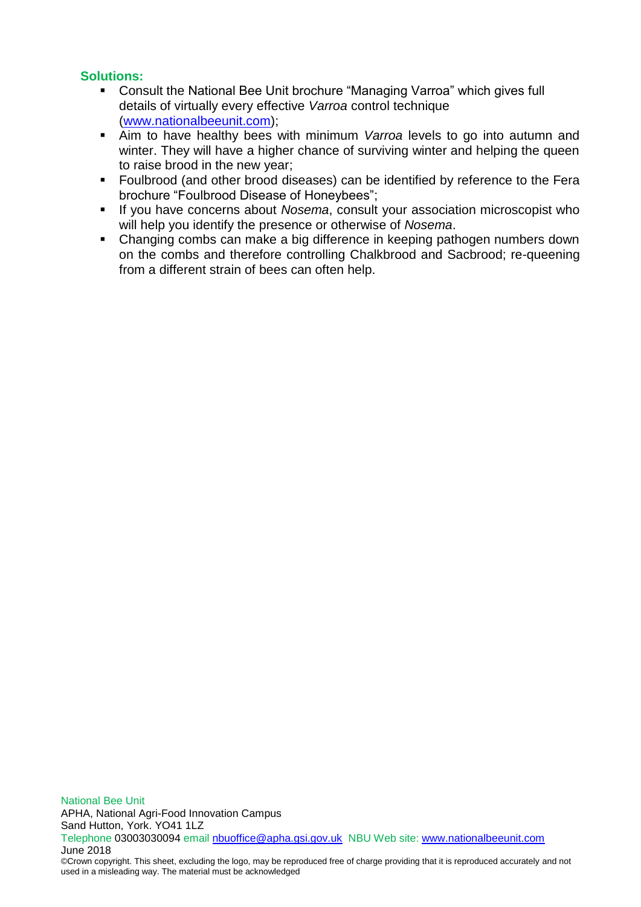**Solutions:**

- Consult the National Bee Unit brochure "Managing Varroa" which gives full details of virtually every effective *Varroa* control technique (www.nationalbeeunit.com);
- Aim to have healthy bees with minimum *Varroa* levels to go into autumn and winter. They will have a higher chance of surviving winter and helping the queen to raise brood in the new year;
- Foulbrood (and other brood diseases) can be identified by reference to the Fera brochure "Foulbrood Disease of Honeybees";
- If you have concerns about *Nosema*, consult your association microscopist who will help you identify the presence or otherwise of *Nosema*.
- Changing combs can make a big difference in keeping pathogen numbers down on the combs and therefore controlling Chalkbrood and Sacbrood; re-queening from a different strain of bees can often help.

National Bee Unit
APHA, National Agri-Food Innovation Campus
Sand Hutton, York. YO41 1LZ
Telephone 03003030094 email nbuoffice@apha.gsi.gov.uk NBU Web site: www.nationalbeeunit.com
June 2018

©Crown copyright. This sheet, excluding the logo, may be reproduced free of charge providing that it is reproduced accurately and not used in a misleading way. The material must be acknowledged